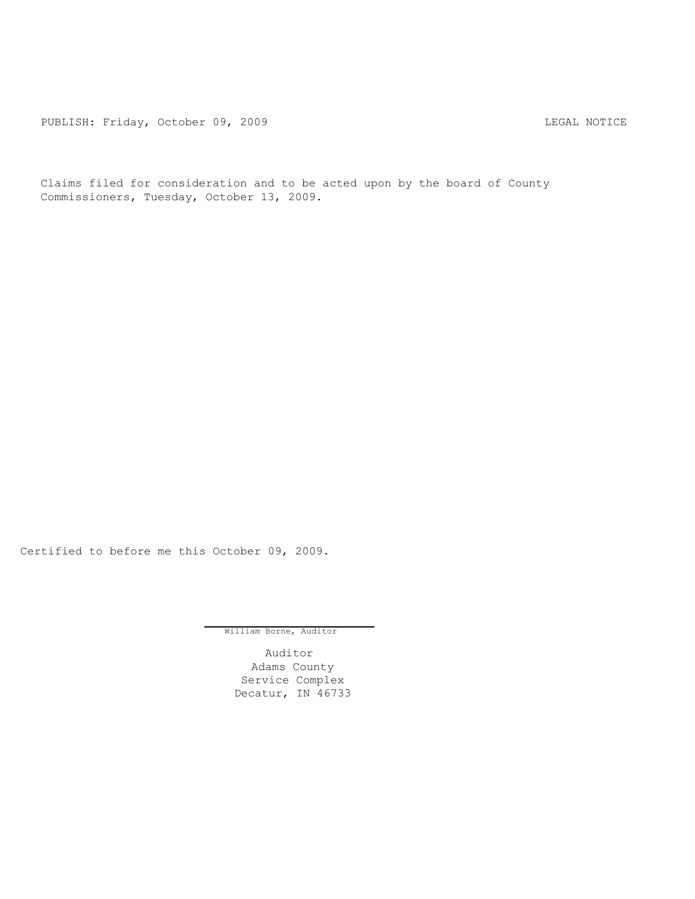PUBLISH: Friday, October 09, 2009 LEGAL NOTICE

Claims filed for consideration and to be acted upon by the board of County Commissioners, Tuesday, October 13, 2009.

Certified to before me this October 09, 2009.

William Borne, Auditor

Auditor
Adams County
Service Complex
Decatur, IN 46733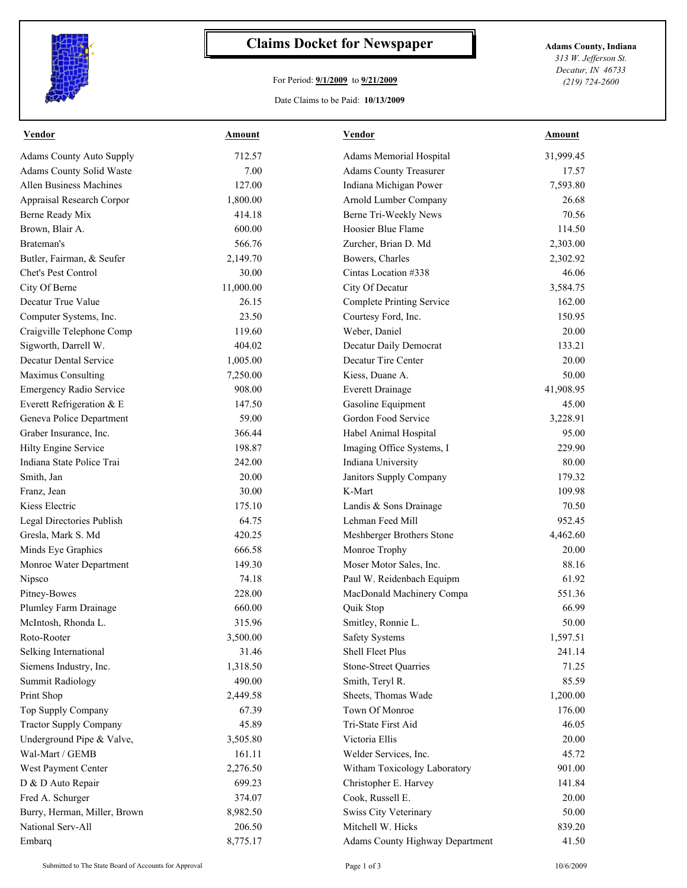# Claims Docket for Newspaper

For Period: **9/1/2009** to **9/21/2009**

Date Claims to be Paid: **10/13/2009**

**Adams County, Indiana**
*313 W. Jefferson St.*
*Decatur, IN 46733*
*(219) 724-2600*

| Vendor | Amount | Vendor | Amount |
|---|---|---|---|
| Adams County Auto Supply | 712.57 | Adams Memorial Hospital | 31,999.45 |
| Adams County Solid Waste | 7.00 | Adams County Treasurer | 17.57 |
| Allen Business Machines | 127.00 | Indiana Michigan Power | 7,593.80 |
| Appraisal Research Corpor | 1,800.00 | Arnold Lumber Company | 26.68 |
| Berne Ready Mix | 414.18 | Berne Tri-Weekly News | 70.56 |
| Brown, Blair A. | 600.00 | Hoosier Blue Flame | 114.50 |
| Brateman's | 566.76 | Zurcher, Brian D. Md | 2,303.00 |
| Butler, Fairman, & Seufer | 2,149.70 | Bowers, Charles | 2,302.92 |
| Chet's Pest Control | 30.00 | Cintas Location #338 | 46.06 |
| City Of Berne | 11,000.00 | City Of Decatur | 3,584.75 |
| Decatur True Value | 26.15 | Complete Printing Service | 162.00 |
| Computer Systems, Inc. | 23.50 | Courtesy Ford, Inc. | 150.95 |
| Craigville Telephone Comp | 119.60 | Weber, Daniel | 20.00 |
| Sigworth, Darrell W. | 404.02 | Decatur Daily Democrat | 133.21 |
| Decatur Dental Service | 1,005.00 | Decatur Tire Center | 20.00 |
| Maximus Consulting | 7,250.00 | Kiess, Duane A. | 50.00 |
| Emergency Radio Service | 908.00 | Everett Drainage | 41,908.95 |
| Everett Refrigeration & E | 147.50 | Gasoline Equipment | 45.00 |
| Geneva Police Department | 59.00 | Gordon Food Service | 3,228.91 |
| Graber Insurance, Inc. | 366.44 | Habel Animal Hospital | 95.00 |
| Hilty Engine Service | 198.87 | Imaging Office Systems, I | 229.90 |
| Indiana State Police Trai | 242.00 | Indiana University | 80.00 |
| Smith, Jan | 20.00 | Janitors Supply Company | 179.32 |
| Franz, Jean | 30.00 | K-Mart | 109.98 |
| Kiess Electric | 175.10 | Landis & Sons Drainage | 70.50 |
| Legal Directories Publish | 64.75 | Lehman Feed Mill | 952.45 |
| Gresla, Mark S. Md | 420.25 | Meshberger Brothers Stone | 4,462.60 |
| Minds Eye Graphics | 666.58 | Monroe Trophy | 20.00 |
| Monroe Water Department | 149.30 | Moser Motor Sales, Inc. | 88.16 |
| Nipsco | 74.18 | Paul W. Reidenbach Equipm | 61.92 |
| Pitney-Bowes | 228.00 | MacDonald Machinery Compa | 551.36 |
| Plumley Farm Drainage | 660.00 | Quik Stop | 66.99 |
| McIntosh, Rhonda L. | 315.96 | Smitley, Ronnie L. | 50.00 |
| Roto-Rooter | 3,500.00 | Safety Systems | 1,597.51 |
| Selking International | 31.46 | Shell Fleet Plus | 241.14 |
| Siemens Industry, Inc. | 1,318.50 | Stone-Street Quarries | 71.25 |
| Summit Radiology | 490.00 | Smith, Teryl R. | 85.59 |
| Print Shop | 2,449.58 | Sheets, Thomas Wade | 1,200.00 |
| Top Supply Company | 67.39 | Town Of Monroe | 176.00 |
| Tractor Supply Company | 45.89 | Tri-State First Aid | 46.05 |
| Underground Pipe & Valve, | 3,505.80 | Victoria Ellis | 20.00 |
| Wal-Mart / GEMB | 161.11 | Welder Services, Inc. | 45.72 |
| West Payment Center | 2,276.50 | Witham Toxicology Laboratory | 901.00 |
| D & D Auto Repair | 699.23 | Christopher E. Harvey | 141.84 |
| Fred A. Schurger | 374.07 | Cook, Russell E. | 20.00 |
| Burry, Herman, Miller, Brown | 8,982.50 | Swiss City Veterinary | 50.00 |
| National Serv-All | 206.50 | Mitchell W. Hicks | 839.20 |
| Embarq | 8,775.17 | Adams County Highway Department | 41.50 |

Submitted to The State Board of Accounts for Approval

10/6/2009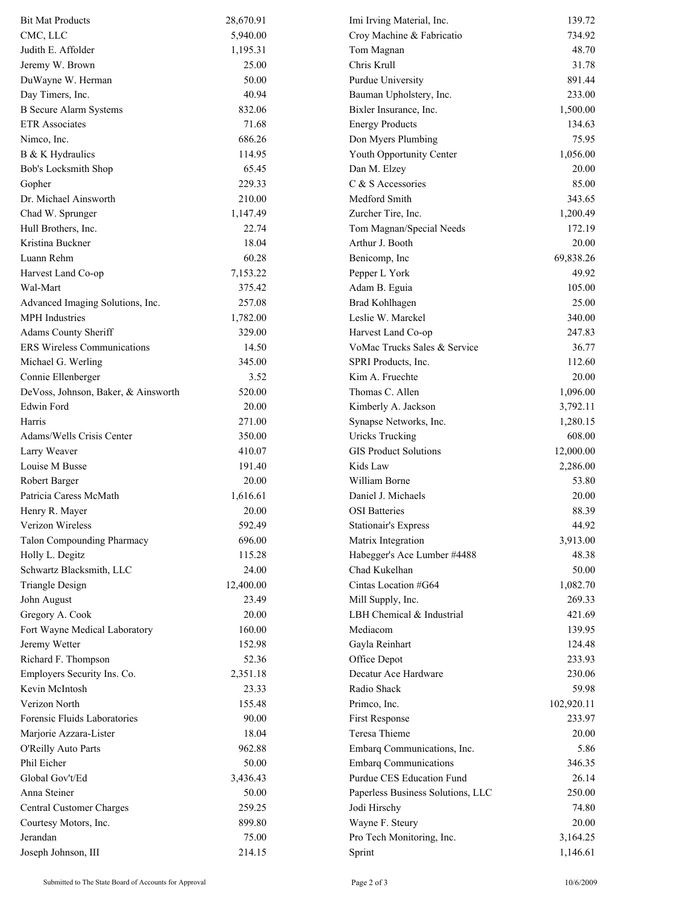| | | | |
|---|---|---|---|
| Bit Mat Products | 28,670.91 | Imi Irving Material, Inc. | 139.72 |
| CMC, LLC | 5,940.00 | Croy Machine & Fabricatio | 734.92 |
| Judith E. Affolder | 1,195.31 | Tom Magnan | 48.70 |
| Jeremy W. Brown | 25.00 | Chris Krull | 31.78 |
| DuWayne W. Herman | 50.00 | Purdue University | 891.44 |
| Day Timers, Inc. | 40.94 | Bauman Upholstery, Inc. | 233.00 |
| B Secure Alarm Systems | 832.06 | Bixler Insurance, Inc. | 1,500.00 |
| ETR Associates | 71.68 | Energy Products | 134.63 |
| Nimco, Inc. | 686.26 | Don Myers Plumbing | 75.95 |
| B & K Hydraulics | 114.95 | Youth Opportunity Center | 1,056.00 |
| Bob's Locksmith Shop | 65.45 | Dan M. Elzey | 20.00 |
| Gopher | 229.33 | C & S Accessories | 85.00 |
| Dr. Michael Ainsworth | 210.00 | Medford Smith | 343.65 |
| Chad W. Sprunger | 1,147.49 | Zurcher Tire, Inc. | 1,200.49 |
| Hull Brothers, Inc. | 22.74 | Tom Magnan/Special Needs | 172.19 |
| Kristina Buckner | 18.04 | Arthur J. Booth | 20.00 |
| Luann Rehm | 60.28 | Benicomp, Inc | 69,838.26 |
| Harvest Land Co-op | 7,153.22 | Pepper L York | 49.92 |
| Wal-Mart | 375.42 | Adam B. Eguia | 105.00 |
| Advanced Imaging Solutions, Inc. | 257.08 | Brad Kohlhagen | 25.00 |
| MPH Industries | 1,782.00 | Leslie W. Marckel | 340.00 |
| Adams County Sheriff | 329.00 | Harvest Land Co-op | 247.83 |
| ERS Wireless Communications | 14.50 | VoMac Trucks Sales & Service | 36.77 |
| Michael G. Werling | 345.00 | SPRI Products, Inc. | 112.60 |
| Connie Ellenberger | 3.52 | Kim A. Fruechte | 20.00 |
| DeVoss, Johnson, Baker, & Ainsworth | 520.00 | Thomas C. Allen | 1,096.00 |
| Edwin Ford | 20.00 | Kimberly A. Jackson | 3,792.11 |
| Harris | 271.00 | Synapse Networks, Inc. | 1,280.15 |
| Adams/Wells Crisis Center | 350.00 | Uricks Trucking | 608.00 |
| Larry Weaver | 410.07 | GIS Product Solutions | 12,000.00 |
| Louise M Busse | 191.40 | Kids Law | 2,286.00 |
| Robert Barger | 20.00 | William Borne | 53.80 |
| Patricia Caress McMath | 1,616.61 | Daniel J. Michaels | 20.00 |
| Henry R. Mayer | 20.00 | OSI Batteries | 88.39 |
| Verizon Wireless | 592.49 | Stationair's Express | 44.92 |
| Talon Compounding Pharmacy | 696.00 | Matrix Integration | 3,913.00 |
| Holly L. Degitz | 115.28 | Habegger's Ace Lumber #4488 | 48.38 |
| Schwartz Blacksmith, LLC | 24.00 | Chad Kukelhan | 50.00 |
| Triangle Design | 12,400.00 | Cintas Location #G64 | 1,082.70 |
| John August | 23.49 | Mill Supply, Inc. | 269.33 |
| Gregory A. Cook | 20.00 | LBH Chemical & Industrial | 421.69 |
| Fort Wayne Medical Laboratory | 160.00 | Mediacom | 139.95 |
| Jeremy Wetter | 152.98 | Gayla Reinhart | 124.48 |
| Richard F. Thompson | 52.36 | Office Depot | 233.93 |
| Employers Security Ins. Co. | 2,351.18 | Decatur Ace Hardware | 230.06 |
| Kevin McIntosh | 23.33 | Radio Shack | 59.98 |
| Verizon North | 155.48 | Primco, Inc. | 102,920.11 |
| Forensic Fluids Laboratories | 90.00 | First Response | 233.97 |
| Marjorie Azzara-Lister | 18.04 | Teresa Thieme | 20.00 |
| O'Reilly Auto Parts | 962.88 | Embarq Communications, Inc. | 5.86 |
| Phil Eicher | 50.00 | Embarq Communications | 346.35 |
| Global Gov't/Ed | 3,436.43 | Purdue CES Education Fund | 26.14 |
| Anna Steiner | 50.00 | Paperless Business Solutions, LLC | 250.00 |
| Central Customer Charges | 259.25 | Jodi Hirschy | 74.80 |
| Courtesy Motors, Inc. | 899.80 | Wayne F. Steury | 20.00 |
| Jerandan | 75.00 | Pro Tech Monitoring, Inc. | 3,164.25 |
| Joseph Johnson, III | 214.15 | Sprint | 1,146.61 |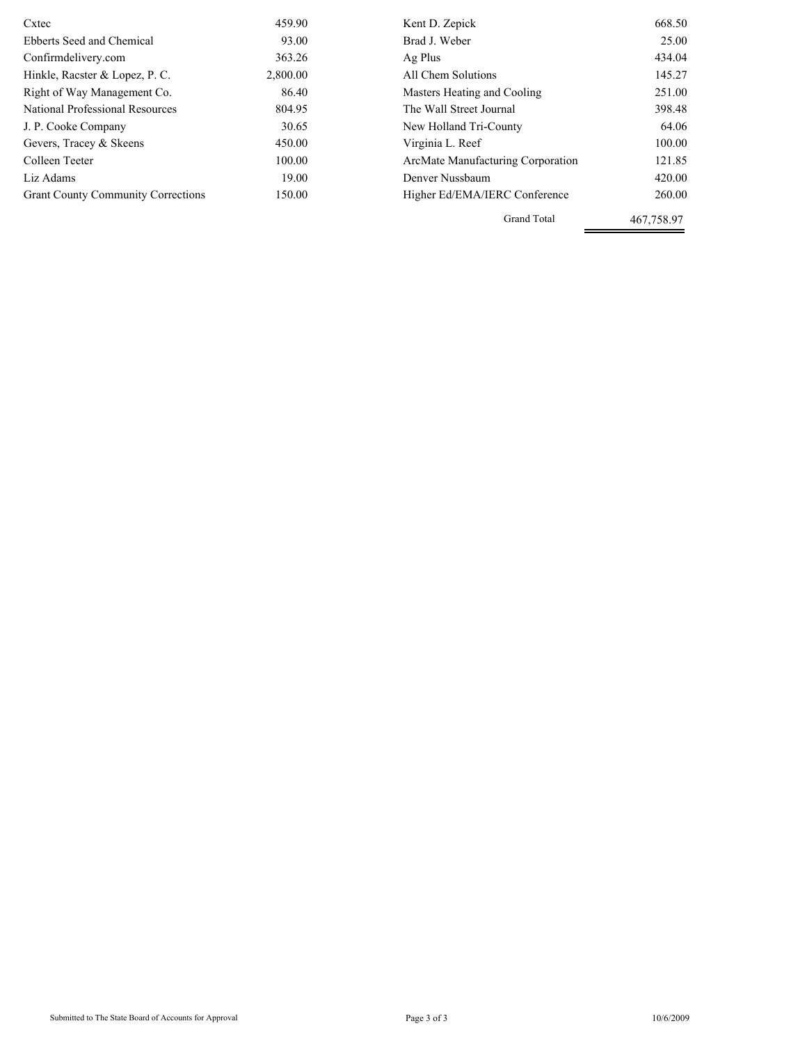| | | | |
|---|---|---|---|
| Cxtec | 459.90 | Kent D. Zepick | 668.50 |
| Ebberts Seed and Chemical | 93.00 | Brad J. Weber | 25.00 |
| Confirmdelivery.com | 363.26 | Ag Plus | 434.04 |
| Hinkle, Racster & Lopez, P. C. | 2,800.00 | All Chem Solutions | 145.27 |
| Right of Way Management Co. | 86.40 | Masters Heating and Cooling | 251.00 |
| National Professional Resources | 804.95 | The Wall Street Journal | 398.48 |
| J. P. Cooke Company | 30.65 | New Holland Tri-County | 64.06 |
| Gevers, Tracey & Skeens | 450.00 | Virginia L. Reef | 100.00 |
| Colleen Teeter | 100.00 | ArcMate Manufacturing Corporation | 121.85 |
| Liz Adams | 19.00 | Denver Nussbaum | 420.00 |
| Grant County Community Corrections | 150.00 | Higher Ed/EMA/IERC Conference | 260.00 |
| | | Grand Total | 467,758.97 |

Submitted to The State Board of Accounts for Approval

10/6/2009